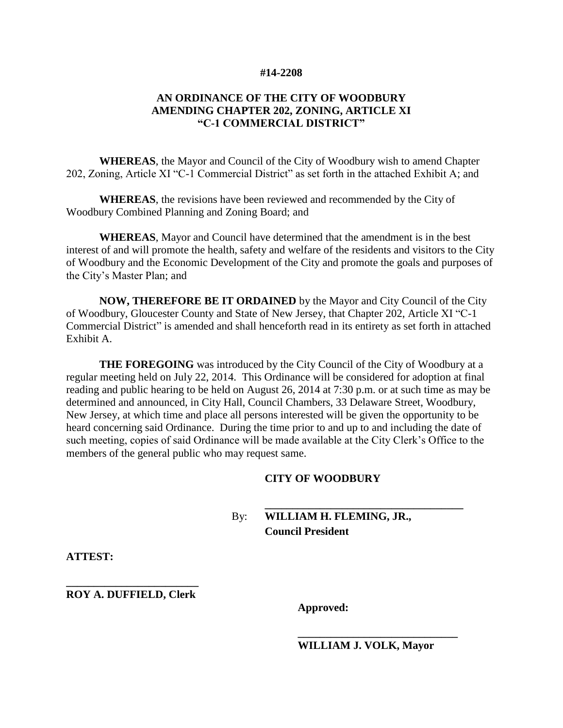**#14-2208**

# AN ORDINANCE OF THE CITY OF WOODBURY AMENDING CHAPTER 202, ZONING, ARTICLE XI "C-1 COMMERCIAL DISTRICT"

**WHEREAS**, the Mayor and Council of the City of Woodbury wish to amend Chapter 202, Zoning, Article XI "C-1 Commercial District" as set forth in the attached Exhibit A; and

**WHEREAS**, the revisions have been reviewed and recommended by the City of Woodbury Combined Planning and Zoning Board; and

**WHEREAS**, Mayor and Council have determined that the amendment is in the best interest of and will promote the health, safety and welfare of the residents and visitors to the City of Woodbury and the Economic Development of the City and promote the goals and purposes of the City's Master Plan; and

**NOW, THEREFORE BE IT ORDAINED** by the Mayor and City Council of the City of Woodbury, Gloucester County and State of New Jersey, that Chapter 202, Article XI "C-1 Commercial District" is amended and shall henceforth read in its entirety as set forth in attached Exhibit A.

**THE FOREGOING** was introduced by the City Council of the City of Woodbury at a regular meeting held on July 22, 2014. This Ordinance will be considered for adoption at final reading and public hearing to be held on August 26, 2014 at 7:30 p.m. or at such time as may be determined and announced, in City Hall, Council Chambers, 33 Delaware Street, Woodbury, New Jersey, at which time and place all persons interested will be given the opportunity to be heard concerning said Ordinance. During the time prior to and up to and including the date of such meeting, copies of said Ordinance will be made available at the City Clerk's Office to the members of the general public who may request same.

**CITY OF WOODBURY**

By: ______________________________
**WILLIAM H. FLEMING, JR., Council President**

**ATTEST:**

______________________________
**ROY A. DUFFIELD, Clerk**

**Approved:**

______________________________
**WILLIAM J. VOLK, Mayor**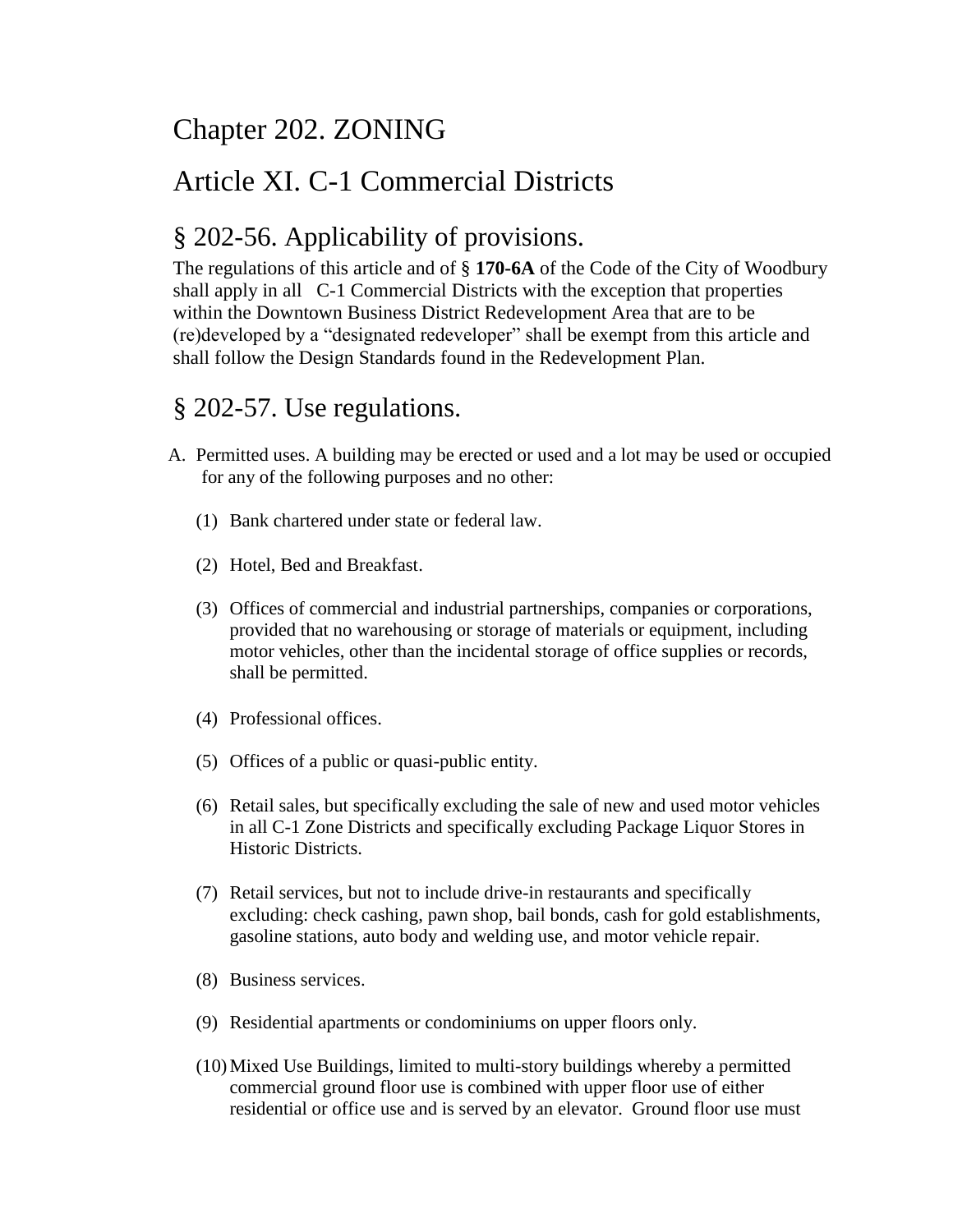# Chapter 202. ZONING

# Article XI. C-1 Commercial Districts

## § 202-56. Applicability of provisions.

The regulations of this article and of § **170-6A** of the Code of the City of Woodbury shall apply in all C-1 Commercial Districts with the exception that properties within the Downtown Business District Redevelopment Area that are to be (re)developed by a "designated redeveloper" shall be exempt from this article and shall follow the Design Standards found in the Redevelopment Plan.

## § 202-57. Use regulations.

A. Permitted uses. A building may be erected or used and a lot may be used or occupied for any of the following purposes and no other:

   (1) Bank chartered under state or federal law.

   (2) Hotel, Bed and Breakfast.

   (3) Offices of commercial and industrial partnerships, companies or corporations, provided that no warehousing or storage of materials or equipment, including motor vehicles, other than the incidental storage of office supplies or records, shall be permitted.

   (4) Professional offices.

   (5) Offices of a public or quasi-public entity.

   (6) Retail sales, but specifically excluding the sale of new and used motor vehicles in all C-1 Zone Districts and specifically excluding Package Liquor Stores in Historic Districts.

   (7) Retail services, but not to include drive-in restaurants and specifically excluding: check cashing, pawn shop, bail bonds, cash for gold establishments, gasoline stations, auto body and welding use, and motor vehicle repair.

   (8) Business services.

   (9) Residential apartments or condominiums on upper floors only.

   (10) Mixed Use Buildings, limited to multi-story buildings whereby a permitted commercial ground floor use is combined with upper floor use of either residential or office use and is served by an elevator. Ground floor use must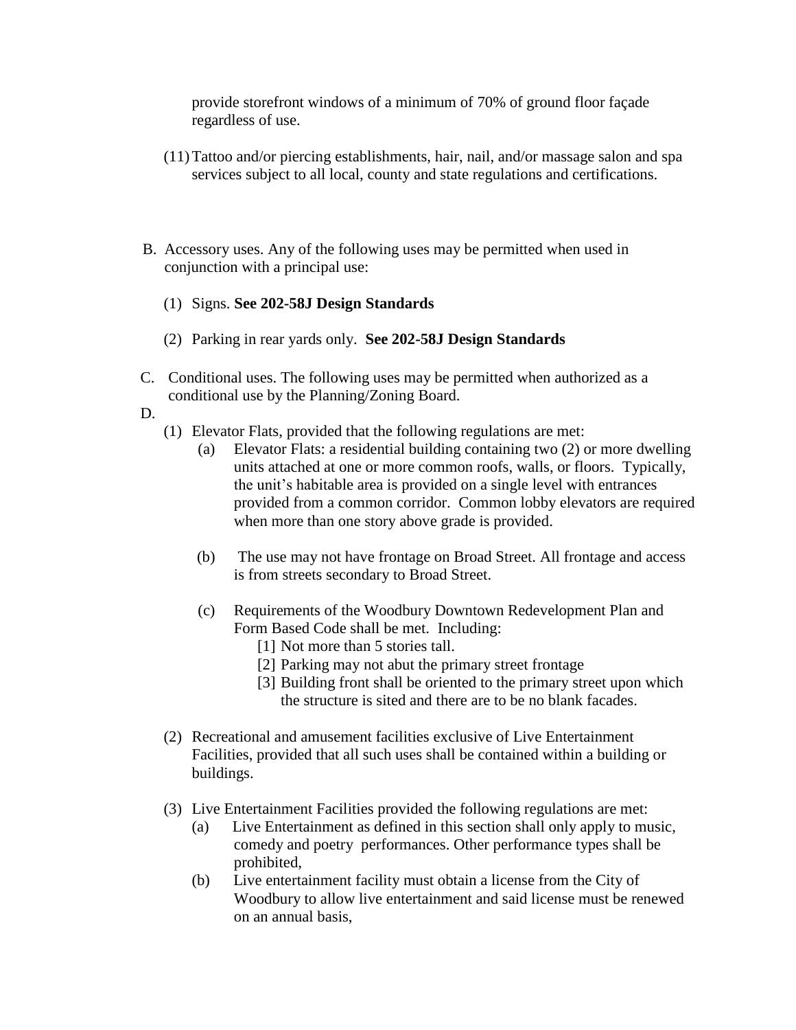provide storefront windows of a minimum of 70% of ground floor façade regardless of use.

(11) Tattoo and/or piercing establishments, hair, nail, and/or massage salon and spa services subject to all local, county and state regulations and certifications.

B. Accessory uses. Any of the following uses may be permitted when used in conjunction with a principal use:

(1) Signs. **See 202-58J Design Standards**

(2) Parking in rear yards only. **See 202-58J Design Standards**

C. Conditional uses. The following uses may be permitted when authorized as a conditional use by the Planning/Zoning Board.

D.

(1) Elevator Flats, provided that the following regulations are met:

(a) Elevator Flats: a residential building containing two (2) or more dwelling units attached at one or more common roofs, walls, or floors. Typically, the unit's habitable area is provided on a single level with entrances provided from a common corridor. Common lobby elevators are required when more than one story above grade is provided.

(b) The use may not have frontage on Broad Street. All frontage and access is from streets secondary to Broad Street.

(c) Requirements of the Woodbury Downtown Redevelopment Plan and Form Based Code shall be met. Including:

[1] Not more than 5 stories tall.

[2] Parking may not abut the primary street frontage

[3] Building front shall be oriented to the primary street upon which the structure is sited and there are to be no blank facades.

(2) Recreational and amusement facilities exclusive of Live Entertainment Facilities, provided that all such uses shall be contained within a building or buildings.

(3) Live Entertainment Facilities provided the following regulations are met:

(a) Live Entertainment as defined in this section shall only apply to music, comedy and poetry performances. Other performance types shall be prohibited,

(b) Live entertainment facility must obtain a license from the City of Woodbury to allow live entertainment and said license must be renewed on an annual basis,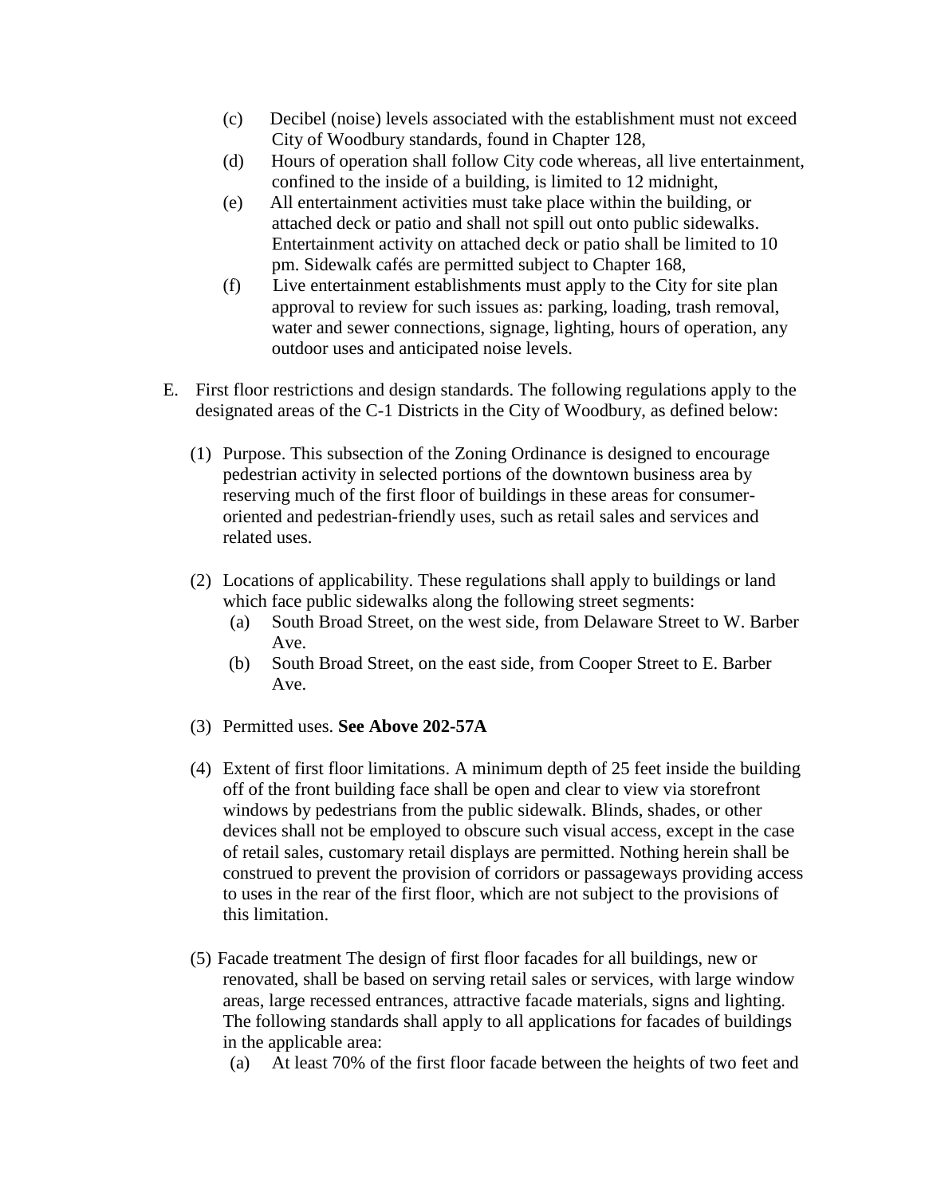(c) Decibel (noise) levels associated with the establishment must not exceed City of Woodbury standards, found in Chapter 128,

(d) Hours of operation shall follow City code whereas, all live entertainment, confined to the inside of a building, is limited to 12 midnight,

(e) All entertainment activities must take place within the building, or attached deck or patio and shall not spill out onto public sidewalks. Entertainment activity on attached deck or patio shall be limited to 10 pm. Sidewalk cafés are permitted subject to Chapter 168,

(f) Live entertainment establishments must apply to the City for site plan approval to review for such issues as: parking, loading, trash removal, water and sewer connections, signage, lighting, hours of operation, any outdoor uses and anticipated noise levels.

E. First floor restrictions and design standards. The following regulations apply to the designated areas of the C-1 Districts in the City of Woodbury, as defined below:

(1) Purpose. This subsection of the Zoning Ordinance is designed to encourage pedestrian activity in selected portions of the downtown business area by reserving much of the first floor of buildings in these areas for consumer-oriented and pedestrian-friendly uses, such as retail sales and services and related uses.

(2) Locations of applicability. These regulations shall apply to buildings or land which face public sidewalks along the following street segments:

(a) South Broad Street, on the west side, from Delaware Street to W. Barber Ave.

(b) South Broad Street, on the east side, from Cooper Street to E. Barber Ave.

(3) Permitted uses. **See Above 202-57A**

(4) Extent of first floor limitations. A minimum depth of 25 feet inside the building off of the front building face shall be open and clear to view via storefront windows by pedestrians from the public sidewalk. Blinds, shades, or other devices shall not be employed to obscure such visual access, except in the case of retail sales, customary retail displays are permitted. Nothing herein shall be construed to prevent the provision of corridors or passageways providing access to uses in the rear of the first floor, which are not subject to the provisions of this limitation.

(5) Facade treatment The design of first floor facades for all buildings, new or renovated, shall be based on serving retail sales or services, with large window areas, large recessed entrances, attractive facade materials, signs and lighting. The following standards shall apply to all applications for facades of buildings in the applicable area:

(a) At least 70% of the first floor facade between the heights of two feet and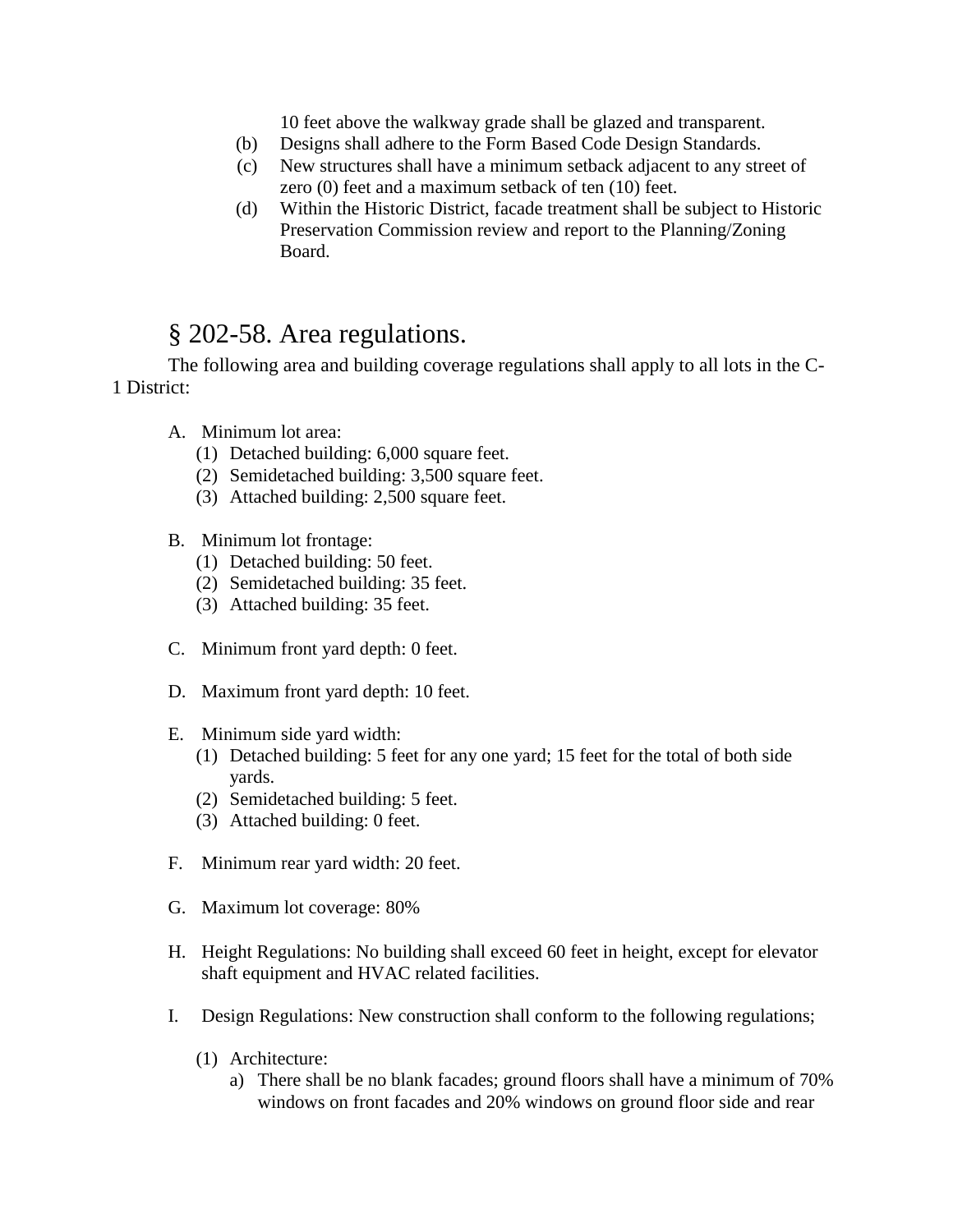10 feet above the walkway grade shall be glazed and transparent.

(b) Designs shall adhere to the Form Based Code Design Standards.

(c) New structures shall have a minimum setback adjacent to any street of zero (0) feet and a maximum setback of ten (10) feet.

(d) Within the Historic District, facade treatment shall be subject to Historic Preservation Commission review and report to the Planning/Zoning Board.

## § 202-58. Area regulations.

The following area and building coverage regulations shall apply to all lots in the C-1 District:

A. Minimum lot area:
   (1) Detached building: 6,000 square feet.
   (2) Semidetached building: 3,500 square feet.
   (3) Attached building: 2,500 square feet.

B. Minimum lot frontage:
   (1) Detached building: 50 feet.
   (2) Semidetached building: 35 feet.
   (3) Attached building: 35 feet.

C. Minimum front yard depth: 0 feet.

D. Maximum front yard depth: 10 feet.

E. Minimum side yard width:
   (1) Detached building: 5 feet for any one yard; 15 feet for the total of both side yards.
   (2) Semidetached building: 5 feet.
   (3) Attached building: 0 feet.

F. Minimum rear yard width: 20 feet.

G. Maximum lot coverage: 80%

H. Height Regulations: No building shall exceed 60 feet in height, except for elevator shaft equipment and HVAC related facilities.

I. Design Regulations: New construction shall conform to the following regulations;

   (1) Architecture:
      a) There shall be no blank facades; ground floors shall have a minimum of 70% windows on front facades and 20% windows on ground floor side and rear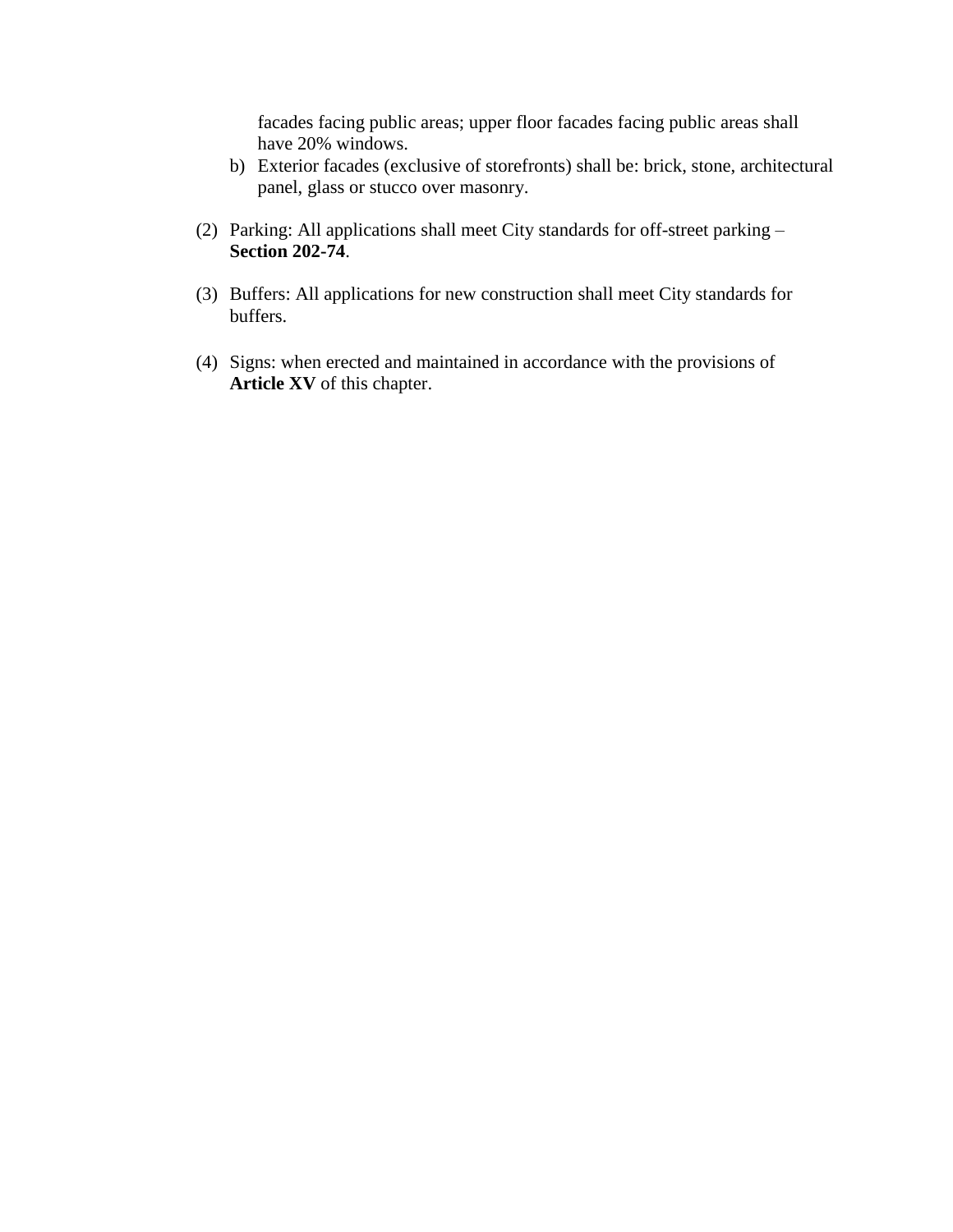facades facing public areas; upper floor facades facing public areas shall have 20% windows.

b) Exterior facades (exclusive of storefronts) shall be: brick, stone, architectural panel, glass or stucco over masonry.

(2) Parking: All applications shall meet City standards for off-street parking – **Section 202-74**.

(3) Buffers: All applications for new construction shall meet City standards for buffers.

(4) Signs: when erected and maintained in accordance with the provisions of **Article XV** of this chapter.